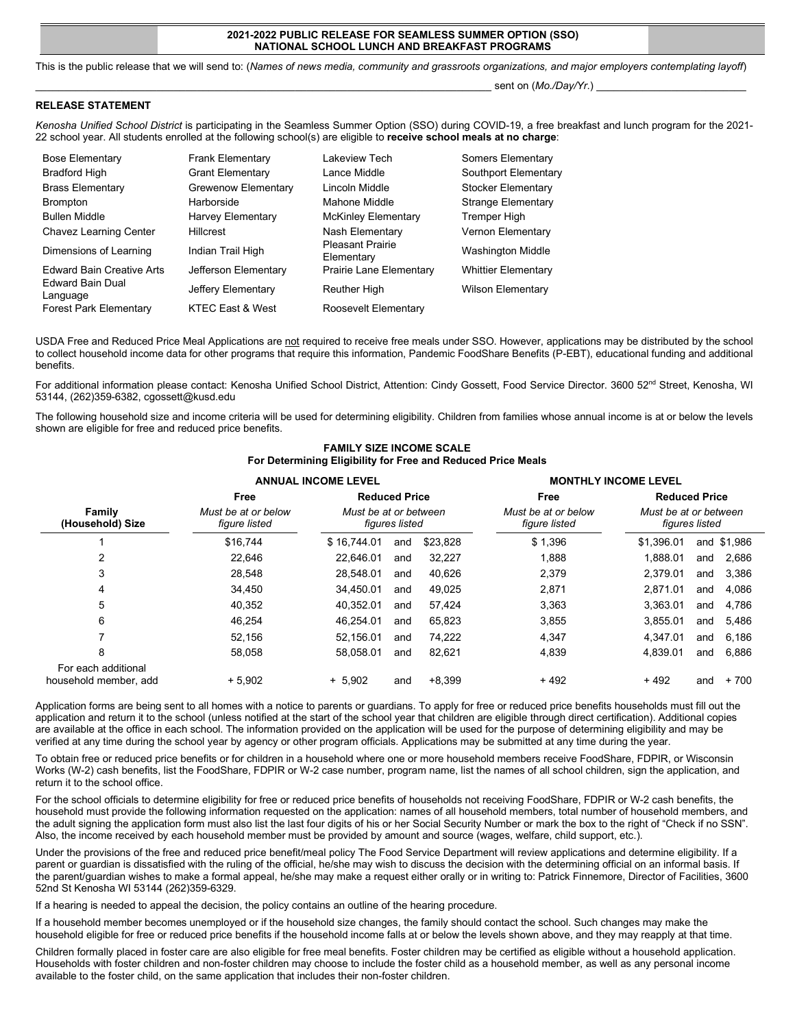# 2021-2022 PUBLIC RELEASE FOR SEAMLESS SUMMER OPTION (SSO) NATIONAL SCHOOL LUNCH AND BREAKFAST PROGRAMS

This is the public release that we will send to: (*Names of news media, community and grassroots organizations, and major employers contemplating layoff*)

_______________________________________________ sent on (*Mo./Day/Yr.*) ____________________

**RELEASE STATEMENT**

*Kenosha Unified School District* is participating in the Seamless Summer Option (SSO) during COVID-19, a free breakfast and lunch program for the 2021-22 school year. All students enrolled at the following school(s) are eligible to **receive school meals at no charge**:

| | | | |
|---|---|---|---|
| Bose Elementary | Frank Elementary | Lakeview Tech | Somers Elementary |
| Bradford High | Grant Elementary | Lance Middle | Southport Elementary |
| Brass Elementary | Grewenow Elementary | Lincoln Middle | Stocker Elementary |
| Brompton | Harborside | Mahone Middle | Strange Elementary |
| Bullen Middle | Harvey Elementary | McKinley Elementary | Tremper High |
| Chavez Learning Center | Hillcrest | Nash Elementary | Vernon Elementary |
| Dimensions of Learning | Indian Trail High | Pleasant Prairie Elementary | Washington Middle |
| Edward Bain Creative Arts | Jefferson Elementary | Prairie Lane Elementary | Whittier Elementary |
| Edward Bain Dual Language | Jeffery Elementary | Reuther High | Wilson Elementary |
| Forest Park Elementary | KTEC East & West | Roosevelt Elementary | |

USDA Free and Reduced Price Meal Applications are not required to receive free meals under SSO. However, applications may be distributed by the school to collect household income data for other programs that require this information, Pandemic FoodShare Benefits (P-EBT), educational funding and additional benefits.

For additional information please contact: Kenosha Unified School District, Attention: Cindy Gossett, Food Service Director. 3600 52nd Street, Kenosha, WI 53144, (262)359-6382, cgossett@kusd.edu

The following household size and income criteria will be used for determining eligibility. Children from families whose annual income is at or below the levels shown are eligible for free and reduced price benefits.

**FAMILY SIZE INCOME SCALE**
**For Determining Eligibility for Free and Reduced Price Meals**

| | ANNUAL INCOME LEVEL | | MONTHLY INCOME LEVEL | |
|---|---|---|---|---|
| | **Free** | **Reduced Price** | **Free** | **Reduced Price** |
| **Family (Household) Size** | *Must be at or below figure listed* | *Must be at or between figures listed* | *Must be at or below figure listed* | *Must be at or between figures listed* |
| 1 | $16,744 | $ 16,744.01 and $23,828 | $ 1,396 | $1,396.01 and $1,986 |
| 2 | 22,646 | 22,646.01 and 32,227 | 1,888 | 1,888.01 and 2,686 |
| 3 | 28,548 | 28,548.01 and 40,626 | 2,379 | 2,379.01 and 3,386 |
| 4 | 34,450 | 34,450.01 and 49,025 | 2,871 | 2,871.01 and 4,086 |
| 5 | 40,352 | 40,352.01 and 57,424 | 3,363 | 3,363.01 and 4,786 |
| 6 | 46,254 | 46,254.01 and 65,823 | 3,855 | 3,855.01 and 5,486 |
| 7 | 52,156 | 52,156.01 and 74,222 | 4,347 | 4,347.01 and 6,186 |
| 8 | 58,058 | 58,058.01 and 82,621 | 4,839 | 4,839.01 and 6,886 |
| For each additional household member, add | + 5,902 | + 5,902 and +8,399 | + 492 | + 492 and + 700 |

Application forms are being sent to all homes with a notice to parents or guardians. To apply for free or reduced price benefits households must fill out the application and return it to the school (unless notified at the start of the school year that children are eligible through direct certification). Additional copies are available at the office in each school. The information provided on the application will be used for the purpose of determining eligibility and may be verified at any time during the school year by agency or other program officials. Applications may be submitted at any time during the year.

To obtain free or reduced price benefits or for children in a household where one or more household members receive FoodShare, FDPIR, or Wisconsin Works (W-2) cash benefits, list the FoodShare, FDPIR or W-2 case number, program name, list the names of all school children, sign the application, and return it to the school office.

For the school officials to determine eligibility for free or reduced price benefits of households not receiving FoodShare, FDPIR or W-2 cash benefits, the household must provide the following information requested on the application: names of all household members, total number of household members, and the adult signing the application form must also list the last four digits of his or her Social Security Number or mark the box to the right of "Check if no SSN". Also, the income received by each household member must be provided by amount and source (wages, welfare, child support, etc.).

Under the provisions of the free and reduced price benefit/meal policy The Food Service Department will review applications and determine eligibility. If a parent or guardian is dissatisfied with the ruling of the official, he/she may wish to discuss the decision with the determining official on an informal basis. If the parent/guardian wishes to make a formal appeal, he/she may make a request either orally or in writing to: Patrick Finnemore, Director of Facilities, 3600 52nd St Kenosha WI 53144 (262)359-6329.

If a hearing is needed to appeal the decision, the policy contains an outline of the hearing procedure.

If a household member becomes unemployed or if the household size changes, the family should contact the school. Such changes may make the household eligible for free or reduced price benefits if the household income falls at or below the levels shown above, and they may reapply at that time.

Children formally placed in foster care are also eligible for free meal benefits. Foster children may be certified as eligible without a household application. Households with foster children and non-foster children may choose to include the foster child as a household member, as well as any personal income available to the foster child, on the same application that includes their non-foster children.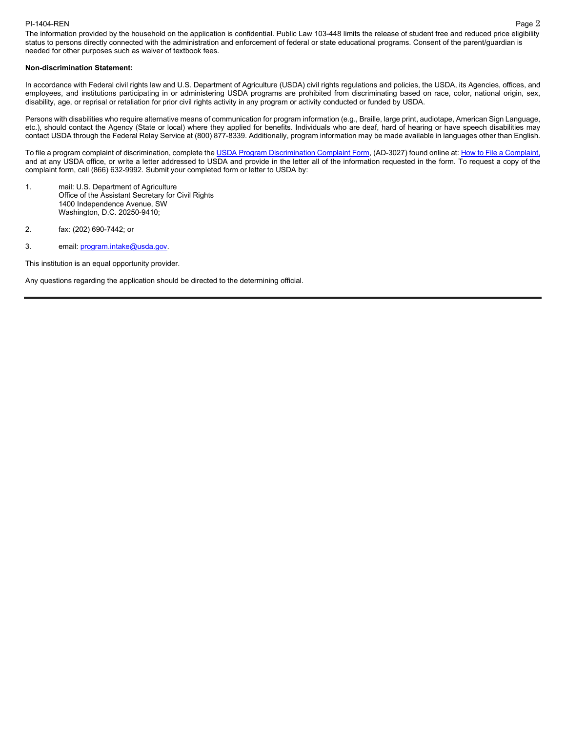The information provided by the household on the application is confidential. Public Law 103-448 limits the release of student free and reduced price eligibility status to persons directly connected with the administration and enforcement of federal or state educational programs. Consent of the parent/guardian is needed for other purposes such as waiver of textbook fees.

**Non-discrimination Statement:**

In accordance with Federal civil rights law and U.S. Department of Agriculture (USDA) civil rights regulations and policies, the USDA, its Agencies, offices, and employees, and institutions participating in or administering USDA programs are prohibited from discriminating based on race, color, national origin, sex, disability, age, or reprisal or retaliation for prior civil rights activity in any program or activity conducted or funded by USDA.

Persons with disabilities who require alternative means of communication for program information (e.g., Braille, large print, audiotape, American Sign Language, etc.), should contact the Agency (State or local) where they applied for benefits. Individuals who are deaf, hard of hearing or have speech disabilities may contact USDA through the Federal Relay Service at (800) 877-8339. Additionally, program information may be made available in languages other than English.

To file a program complaint of discrimination, complete the USDA Program Discrimination Complaint Form, (AD-3027) found online at: How to File a Complaint, and at any USDA office, or write a letter addressed to USDA and provide in the letter all of the information requested in the form. To request a copy of the complaint form, call (866) 632-9992. Submit your completed form or letter to USDA by:

1. mail: U.S. Department of Agriculture
   Office of the Assistant Secretary for Civil Rights
   1400 Independence Avenue, SW
   Washington, D.C. 20250-9410;

2. fax: (202) 690-7442; or

3. email: program.intake@usda.gov.

This institution is an equal opportunity provider.

Any questions regarding the application should be directed to the determining official.